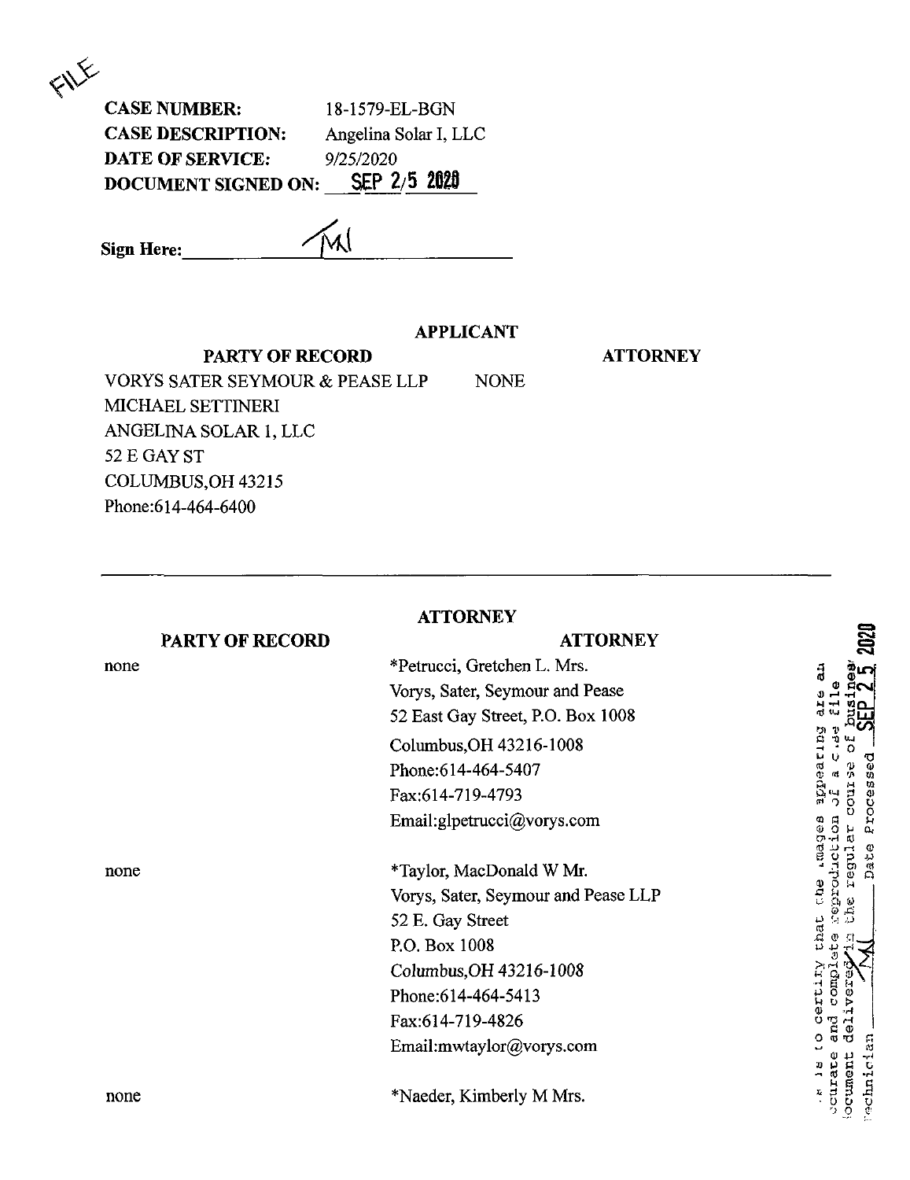FILE

**CASE NUMBER:** 18-1579-EL-BGN
**CASE DESCRIPTION:** Angelina Solar I, LLC
**DATE OF SERVICE:** 9/25/2020
**DOCUMENT SIGNED ON:** SEP 25 2020

**Sign Here:** ML

**APPLICANT**

| PARTY OF RECORD | ATTORNEY |
|---|---|
| VORYS SATER SEYMOUR & PEASE LLP<br>MICHAEL SETTINERI<br>ANGELINA SOLAR 1, LLC<br>52 E GAY ST<br>COLUMBUS,OH 43215<br>Phone:614-464-6400 | NONE |

---

**ATTORNEY**

| PARTY OF RECORD | ATTORNEY |
|---|---|
| none | *Petrucci, Gretchen L. Mrs.<br>Vorys, Sater, Seymour and Pease<br>52 East Gay Street, P.O. Box 1008<br>Columbus,OH 43216-1008<br>Phone:614-464-5407<br>Fax:614-719-4793<br>Email:glpetrucci@vorys.com |
| none | *Taylor, MacDonald W Mr.<br>Vorys, Sater, Seymour and Pease LLP<br>52 E. Gay Street<br>P.O. Box 1008<br>Columbus,OH 43216-1008<br>Phone:614-464-5413<br>Fax:614-719-4826<br>Email:mwtaylor@vorys.com |
| none | *Naeder, Kimberly M Mrs. |

This is to certify that the images appearing are an accurate and complete reproduction of a case file document delivered in the regular course of business. Technician ML Date Processed SEP 25 2020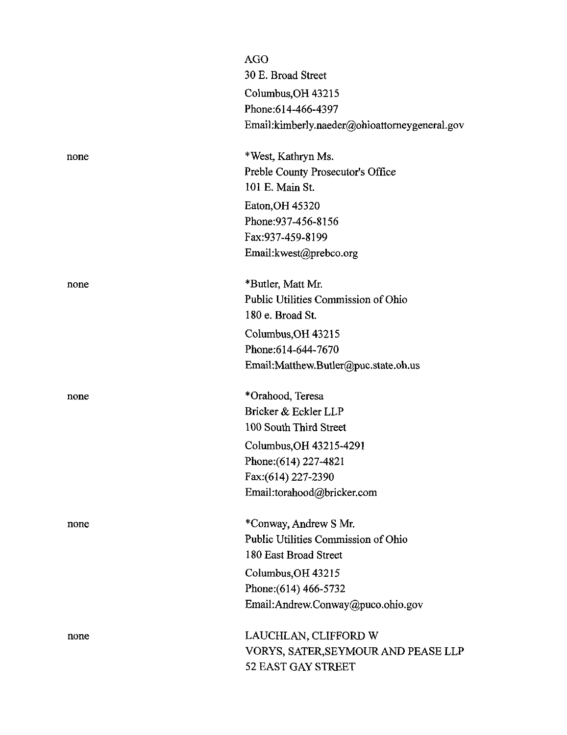| | |
|---|---|
| | AGO<br>30 E. Broad Street<br>Columbus,OH 43215<br>Phone:614-466-4397<br>Email:kimberly.naeder@ohioattorneygeneral.gov |
| none | *West, Kathryn Ms.<br>Preble County Prosecutor's Office<br>101 E. Main St.<br>Eaton,OH 45320<br>Phone:937-456-8156<br>Fax:937-459-8199<br>Email:kwest@prebco.org |
| none | *Butler, Matt Mr.<br>Public Utilities Commission of Ohio<br>180 e. Broad St.<br>Columbus,OH 43215<br>Phone:614-644-7670<br>Email:Matthew.Butler@puc.state.oh.us |
| none | *Orahood, Teresa<br>Bricker & Eckler LLP<br>100 South Third Street<br>Columbus,OH 43215-4291<br>Phone:(614) 227-4821<br>Fax:(614) 227-2390<br>Email:torahood@bricker.com |
| none | *Conway, Andrew S Mr.<br>Public Utilities Commission of Ohio<br>180 East Broad Street<br>Columbus,OH 43215<br>Phone:(614) 466-5732<br>Email:Andrew.Conway@puco.ohio.gov |
| none | LAUCHLAN, CLIFFORD W<br>VORYS, SATER,SEYMOUR AND PEASE LLP<br>52 EAST GAY STREET |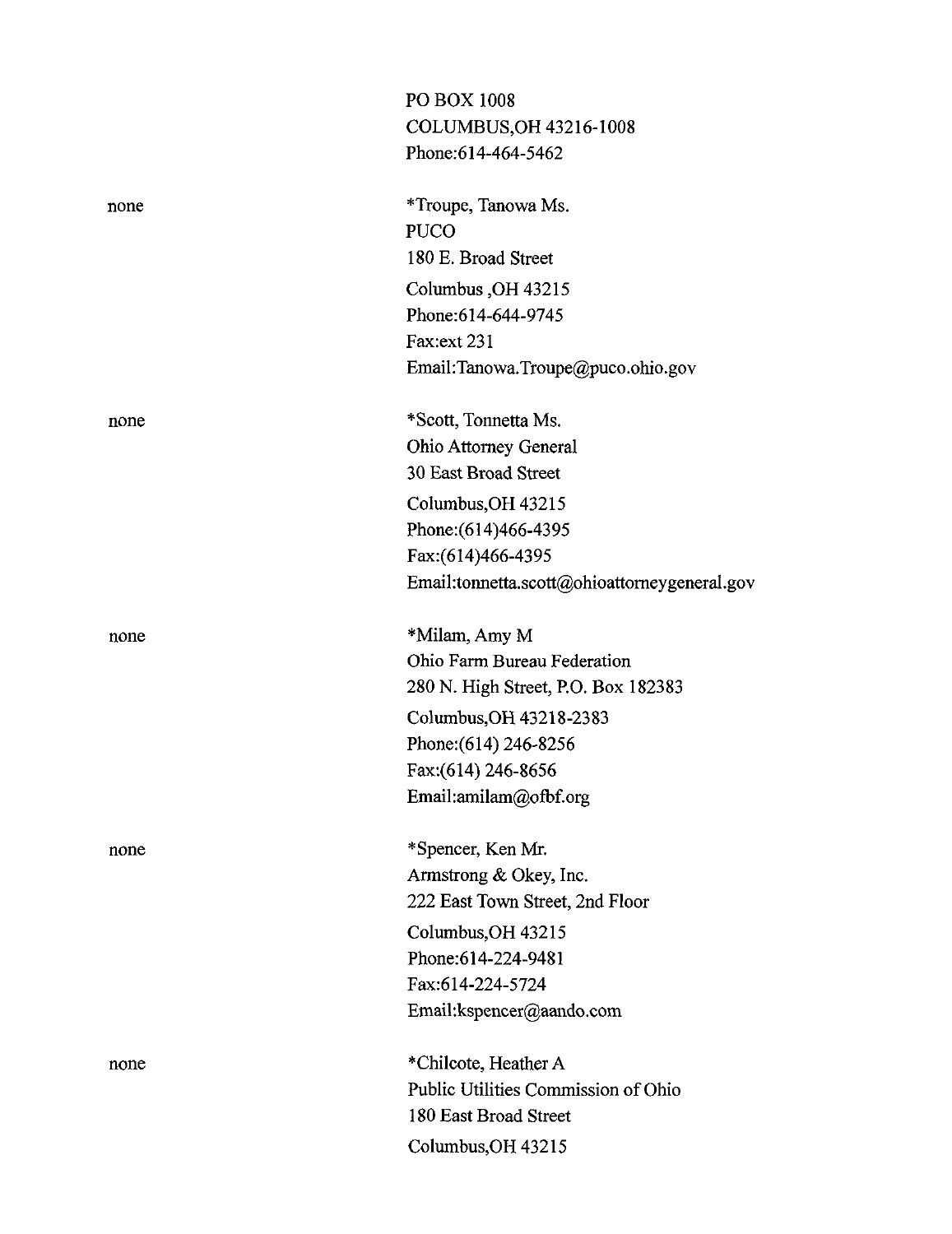PO BOX 1008
COLUMBUS,OH 43216-1008
Phone:614-464-5462

| | |
|---|---|
| none | *Troupe, Tanowa Ms.<br>PUCO<br>180 E. Broad Street<br>Columbus ,OH 43215<br>Phone:614-644-9745<br>Fax:ext 231<br>Email:Tanowa.Troupe@puco.ohio.gov |
| none | *Scott, Tonnetta Ms.<br>Ohio Attorney General<br>30 East Broad Street<br>Columbus,OH 43215<br>Phone:(614)466-4395<br>Fax:(614)466-4395<br>Email:tonnetta.scott@ohioattorneygeneral.gov |
| none | *Milam, Amy M<br>Ohio Farm Bureau Federation<br>280 N. High Street, P.O. Box 182383<br>Columbus,OH 43218-2383<br>Phone:(614) 246-8256<br>Fax:(614) 246-8656<br>Email:amilam@ofbf.org |
| none | *Spencer, Ken Mr.<br>Armstrong & Okey, Inc.<br>222 East Town Street, 2nd Floor<br>Columbus,OH 43215<br>Phone:614-224-9481<br>Fax:614-224-5724<br>Email:kspencer@aando.com |
| none | *Chilcote, Heather A<br>Public Utilities Commission of Ohio<br>180 East Broad Street<br>Columbus,OH 43215 |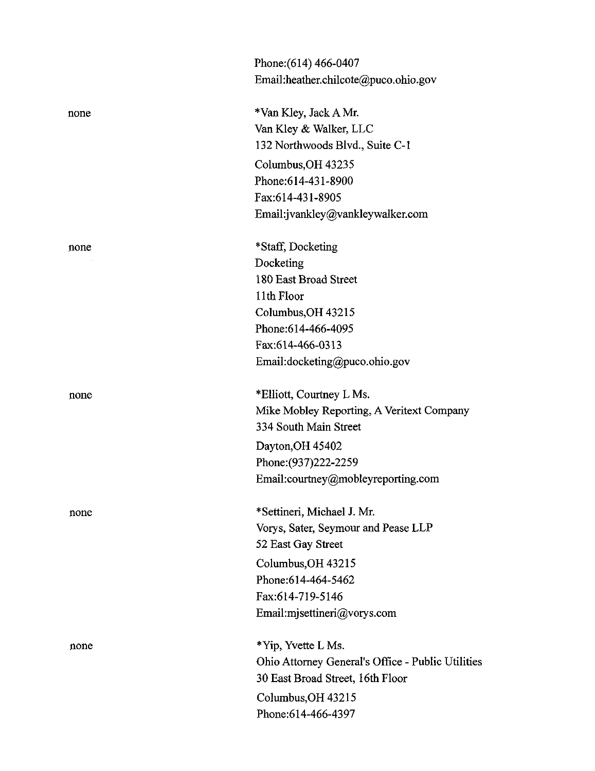Phone:(614) 466-0407
Email:heather.chilcote@puco.ohio.gov

none

*Van Kley, Jack A Mr.
Van Kley & Walker, LLC
132 Northwoods Blvd., Suite C-1
Columbus,OH 43235
Phone:614-431-8900
Fax:614-431-8905
Email:jvankley@vankleywalker.com

none

*Staff, Docketing
Docketing
180 East Broad Street
11th Floor
Columbus,OH 43215
Phone:614-466-4095
Fax:614-466-0313
Email:docketing@puco.ohio.gov

none

*Elliott, Courtney L Ms.
Mike Mobley Reporting, A Veritext Company
334 South Main Street
Dayton,OH 45402
Phone:(937)222-2259
Email:courtney@mobleyreporting.com

none

*Settineri, Michael J. Mr.
Vorys, Sater, Seymour and Pease LLP
52 East Gay Street
Columbus,OH 43215
Phone:614-464-5462
Fax:614-719-5146
Email:mjsettineri@vorys.com

none

*Yip, Yvette L Ms.
Ohio Attorney General's Office - Public Utilities
30 East Broad Street, 16th Floor
Columbus,OH 43215
Phone:614-466-4397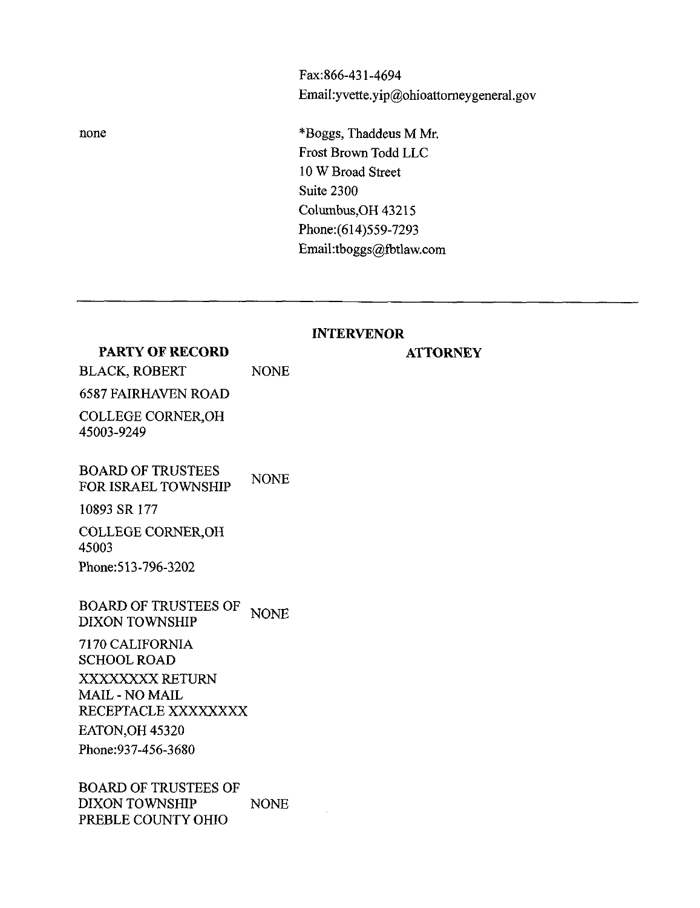Fax:866-431-4694
Email:yvette.yip@ohioattorneygeneral.gov

none

*Boggs, Thaddeus M Mr.
Frost Brown Todd LLC
10 W Broad Street
Suite 2300
Columbus,OH 43215
Phone:(614)559-7293
Email:tboggs@fbtlaw.com

---

| PARTY OF RECORD | INTERVENOR | ATTORNEY |
|---|---|---|
| BLACK, ROBERT<br>6587 FAIRHAVEN ROAD<br>COLLEGE CORNER,OH 45003-9249 | NONE | |
| BOARD OF TRUSTEES FOR ISRAEL TOWNSHIP<br>10893 SR 177<br>COLLEGE CORNER,OH 45003<br>Phone:513-796-3202 | NONE | |
| BOARD OF TRUSTEES OF DIXON TOWNSHIP<br>7170 CALIFORNIA SCHOOL ROAD<br>XXXXXXXX RETURN MAIL - NO MAIL RECEPTACLE XXXXXXXX<br>EATON,OH 45320<br>Phone:937-456-3680 | NONE | |
| BOARD OF TRUSTEES OF DIXON TOWNSHIP PREBLE COUNTY OHIO | NONE | |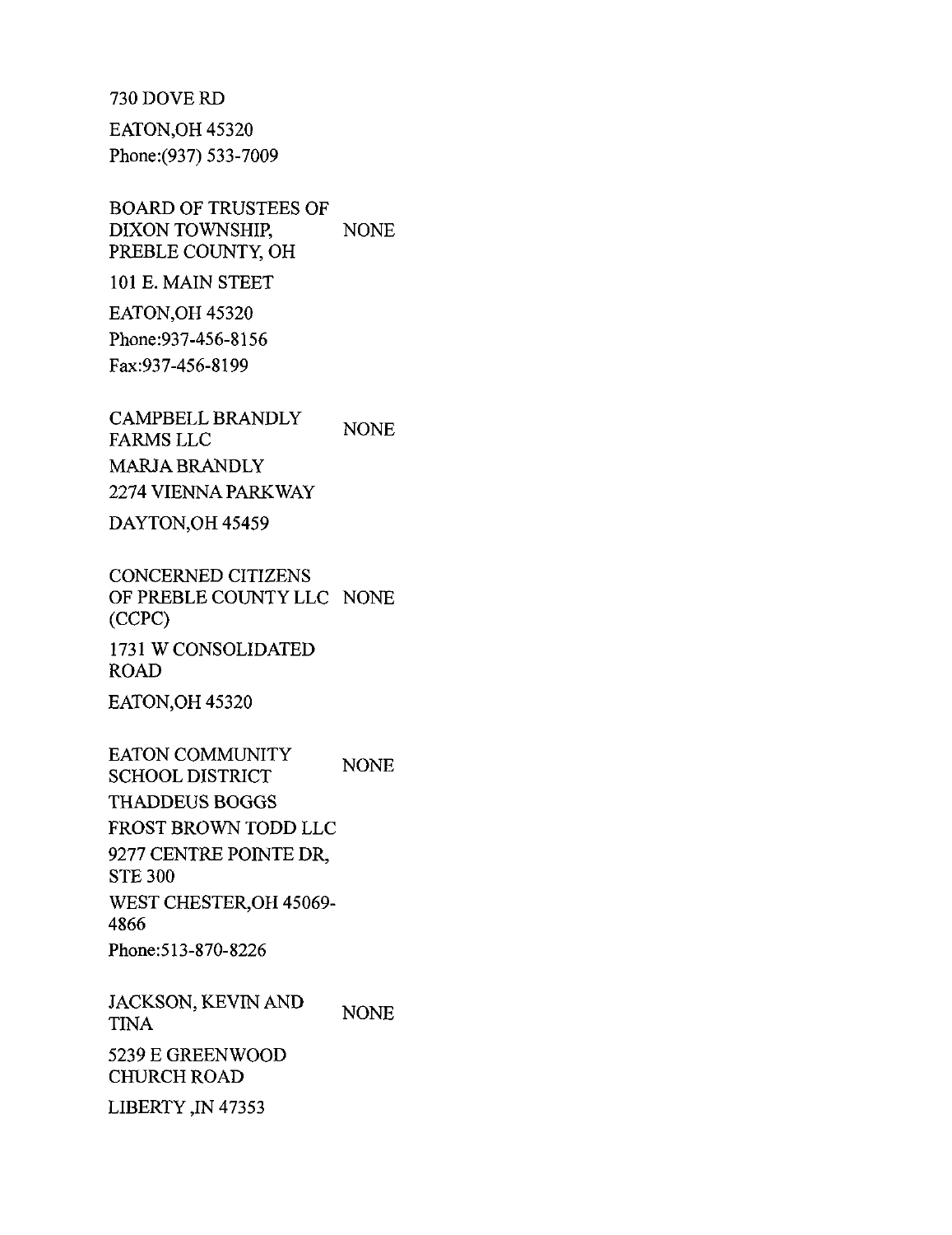730 DOVE RD

EATON,OH 45320

Phone:(937) 533-7009

BOARD OF TRUSTEES OF DIXON TOWNSHIP, PREBLE COUNTY, OH NONE

101 E. MAIN STEET

EATON,OH 45320

Phone:937-456-8156

Fax:937-456-8199

CAMPBELL BRANDLY FARMS LLC NONE

MARJA BRANDLY

2274 VIENNA PARKWAY

DAYTON,OH 45459

CONCERNED CITIZENS OF PREBLE COUNTY LLC (CCPC) NONE

1731 W CONSOLIDATED ROAD

EATON,OH 45320

EATON COMMUNITY SCHOOL DISTRICT NONE

THADDEUS BOGGS

FROST BROWN TODD LLC

9277 CENTRE POINTE DR, STE 300

WEST CHESTER,OH 45069-4866

Phone:513-870-8226

JACKSON, KEVIN AND TINA NONE

5239 E GREENWOOD CHURCH ROAD

LIBERTY ,IN 47353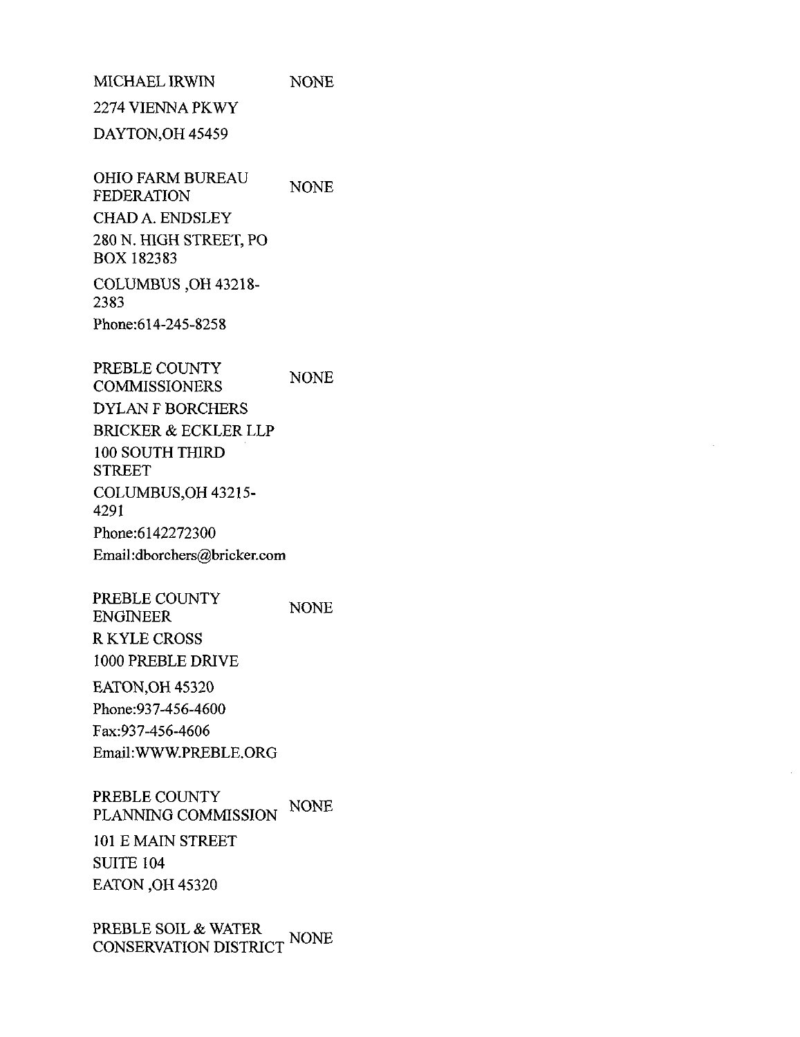MICHAEL IRWIN NONE
2274 VIENNA PKWY
DAYTON,OH 45459

OHIO FARM BUREAU FEDERATION NONE
CHAD A. ENDSLEY
280 N. HIGH STREET, PO BOX 182383
COLUMBUS ,OH 43218-2383
Phone:614-245-8258

PREBLE COUNTY COMMISSIONERS NONE
DYLAN F BORCHERS
BRICKER & ECKLER LLP
100 SOUTH THIRD STREET
COLUMBUS,OH 43215-4291
Phone:6142272300
Email:dborchers@bricker.com

PREBLE COUNTY ENGINEER NONE
R KYLE CROSS
1000 PREBLE DRIVE
EATON,OH 45320
Phone:937-456-4600
Fax:937-456-4606
Email:WWW.PREBLE.ORG

PREBLE COUNTY PLANNING COMMISSION NONE
101 E MAIN STREET
SUITE 104
EATON ,OH 45320

PREBLE SOIL & WATER CONSERVATION DISTRICT NONE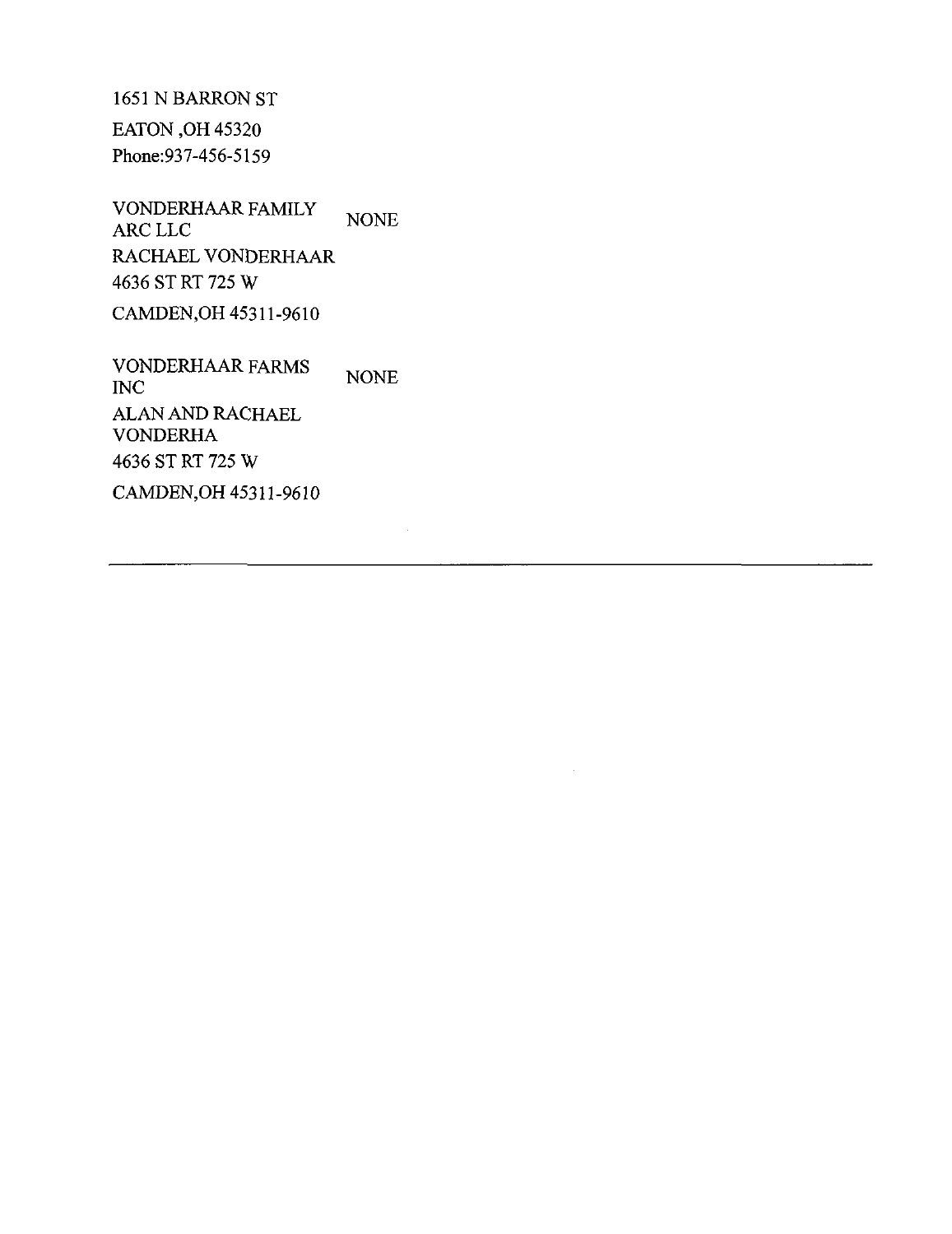1651 N BARRON ST

EATON ,OH 45320

Phone:937-456-5159

| | |
|---|---|
| VONDERHAAR FAMILY ARC LLC<br>RACHAEL VONDERHAAR<br>4636 ST RT 725 W<br>CAMDEN,OH 45311-9610 | NONE |
| VONDERHAAR FARMS INC<br>ALAN AND RACHAEL VONDERHA<br>4636 ST RT 725 W<br>CAMDEN,OH 45311-9610 | NONE |

---